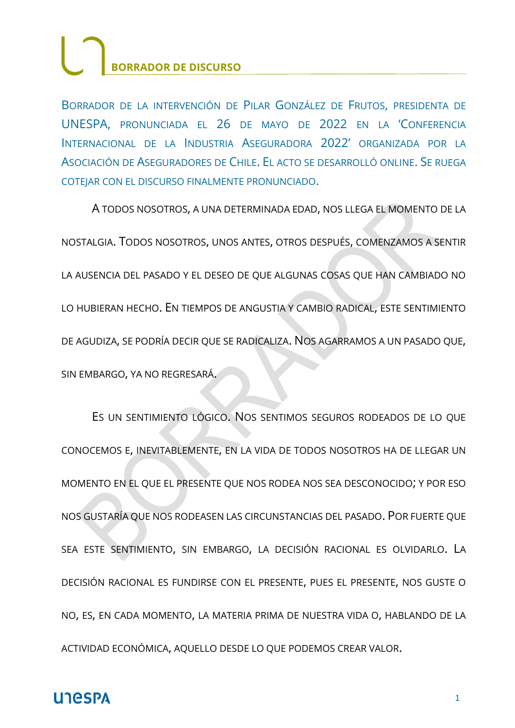# BORRADOR DE DISCURSO

BORRADOR DE LA INTERVENCIÓN DE PILAR GONZÁLEZ DE FRUTOS, PRESIDENTA DE UNESPA, PRONUNCIADA EL 26 DE MAYO DE 2022 EN LA 'CONFERENCIA INTERNACIONAL DE LA INDUSTRIA ASEGURADORA 2022' ORGANIZADA POR LA ASOCIACIÓN DE ASEGURADORES DE CHILE. EL ACTO SE DESARROLLÓ ONLINE. SE RUEGA COTEJAR CON EL DISCURSO FINALMENTE PRONUNCIADO.

A TODOS NOSOTROS, A UNA DETERMINADA EDAD, NOS LLEGA EL MOMENTO DE LA NOSTALGIA. TODOS NOSOTROS, UNOS ANTES, OTROS DESPUÉS, COMENZAMOS A SENTIR LA AUSENCIA DEL PASADO Y EL DESEO DE QUE ALGUNAS COSAS QUE HAN CAMBIADO NO LO HUBIERAN HECHO. EN TIEMPOS DE ANGUSTIA Y CAMBIO RADICAL, ESTE SENTIMIENTO DE AGUDIZA, SE PODRÍA DECIR QUE SE RADICALIZA. NOS AGARRAMOS A UN PASADO QUE, SIN EMBARGO, YA NO REGRESARÁ.

ES UN SENTIMIENTO LÓGICO. NOS SENTIMOS SEGUROS RODEADOS DE LO QUE CONOCEMOS E, INEVITABLEMENTE, EN LA VIDA DE TODOS NOSOTROS HA DE LLEGAR UN MOMENTO EN EL QUE EL PRESENTE QUE NOS RODEA NOS SEA DESCONOCIDO; Y POR ESO NOS GUSTARÍA QUE NOS RODEASEN LAS CIRCUNSTANCIAS DEL PASADO. POR FUERTE QUE SEA ESTE SENTIMIENTO, SIN EMBARGO, LA DECISIÓN RACIONAL ES OLVIDARLO. LA DECISIÓN RACIONAL ES FUNDIRSE CON EL PRESENTE, PUES EL PRESENTE, NOS GUSTE O NO, ES, EN CADA MOMENTO, LA MATERIA PRIMA DE NUESTRA VIDA O, HABLANDO DE LA ACTIVIDAD ECONÓMICA, AQUELLO DESDE LO QUE PODEMOS CREAR VALOR.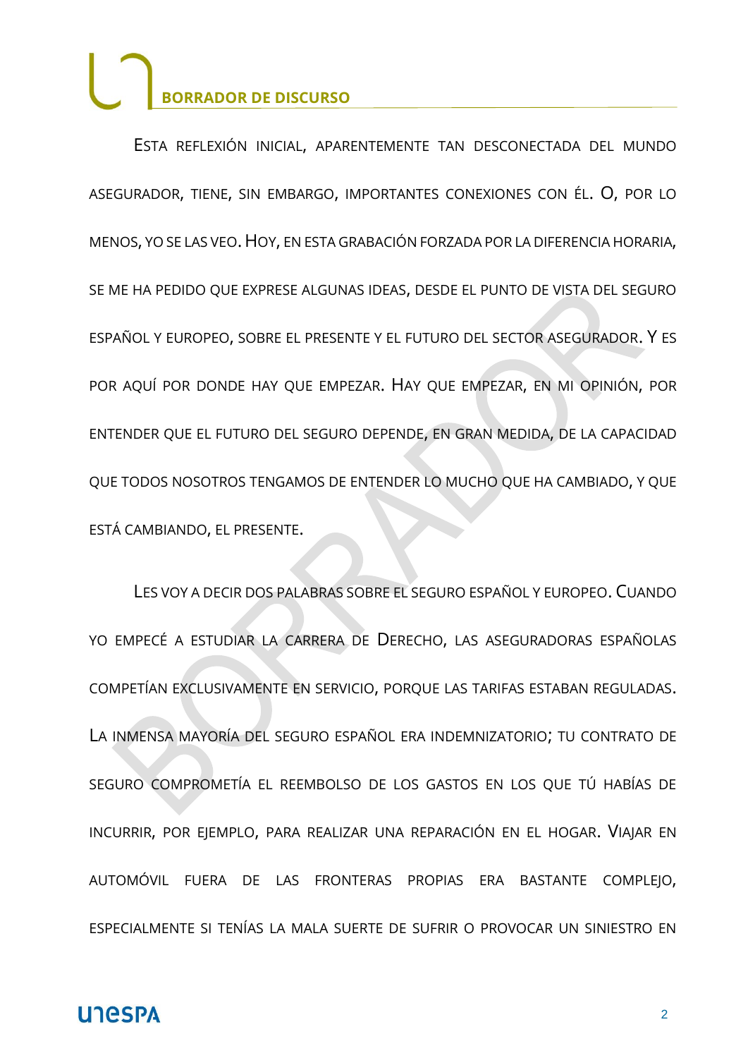Esta reflexión inicial, aparentemente tan desconectada del mundo asegurador, tiene, sin embargo, importantes conexiones con él. O, por lo menos, yo se las veo. Hoy, en esta grabación forzada por la diferencia horaria, se me ha pedido que exprese algunas ideas, desde el punto de vista del seguro español y europeo, sobre el presente y el futuro del sector asegurador. Y es por aquí por donde hay que empezar. Hay que empezar, en mi opinión, por entender que el futuro del seguro depende, en gran medida, de la capacidad que todos nosotros tengamos de entender lo mucho que ha cambiado, y que está cambiando, el presente.

Les voy a decir dos palabras sobre el seguro español y europeo. Cuando yo empecé a estudiar la carrera de Derecho, las aseguradoras españolas competían exclusivamente en servicio, porque las tarifas estaban reguladas. La inmensa mayoría del seguro español era indemnizatorio; tu contrato de seguro comprometía el reembolso de los gastos en los que tú habías de incurrir, por ejemplo, para realizar una reparación en el hogar. Viajar en automóvil fuera de las fronteras propias era bastante complejo, especialmente si tenías la mala suerte de sufrir o provocar un siniestro en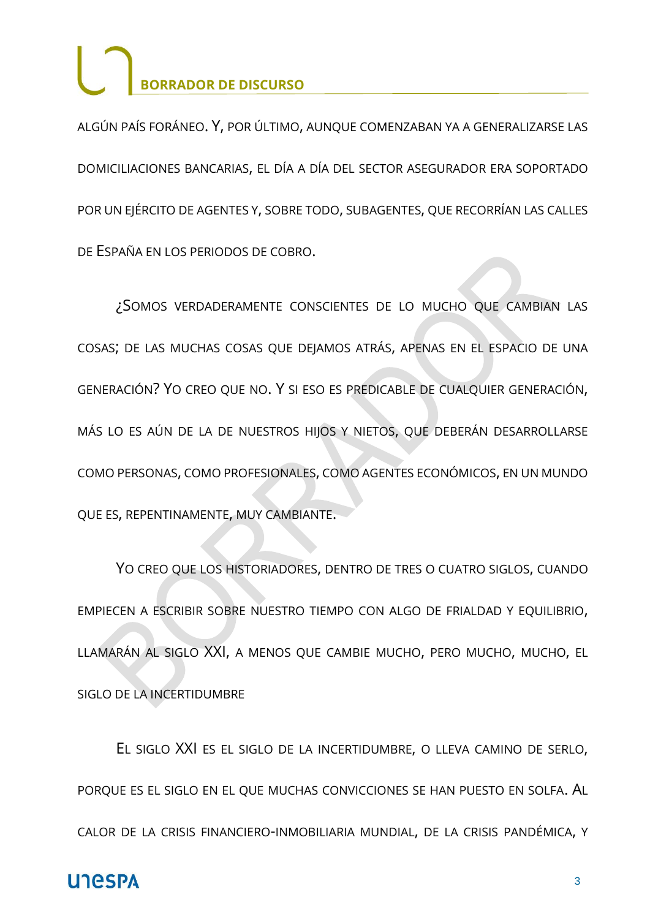ALGÚN PAÍS FORÁNEO. Y, POR ÚLTIMO, AUNQUE COMENZABAN YA A GENERALIZARSE LAS DOMICILIACIONES BANCARIAS, EL DÍA A DÍA DEL SECTOR ASEGURADOR ERA SOPORTADO POR UN EJÉRCITO DE AGENTES Y, SOBRE TODO, SUBAGENTES, QUE RECORRÍAN LAS CALLES DE ESPAÑA EN LOS PERIODOS DE COBRO.

¿SOMOS VERDADERAMENTE CONSCIENTES DE LO MUCHO QUE CAMBIAN LAS COSAS; DE LAS MUCHAS COSAS QUE DEJAMOS ATRÁS, APENAS EN EL ESPACIO DE UNA GENERACIÓN? YO CREO QUE NO. Y SI ESO ES PREDICABLE DE CUALQUIER GENERACIÓN, MÁS LO ES AÚN DE LA DE NUESTROS HIJOS Y NIETOS, QUE DEBERÁN DESARROLLARSE COMO PERSONAS, COMO PROFESIONALES, COMO AGENTES ECONÓMICOS, EN UN MUNDO QUE ES, REPENTINAMENTE, MUY CAMBIANTE.

YO CREO QUE LOS HISTORIADORES, DENTRO DE TRES O CUATRO SIGLOS, CUANDO EMPIECEN A ESCRIBIR SOBRE NUESTRO TIEMPO CON ALGO DE FRIALDAD Y EQUILIBRIO, LLAMARÁN AL SIGLO XXI, A MENOS QUE CAMBIE MUCHO, PERO MUCHO, MUCHO, EL SIGLO DE LA INCERTIDUMBRE

EL SIGLO XXI ES EL SIGLO DE LA INCERTIDUMBRE, O LLEVA CAMINO DE SERLO, PORQUE ES EL SIGLO EN EL QUE MUCHAS CONVICCIONES SE HAN PUESTO EN SOLFA. AL CALOR DE LA CRISIS FINANCIERO-INMOBILIARIA MUNDIAL, DE LA CRISIS PANDÉMICA, Y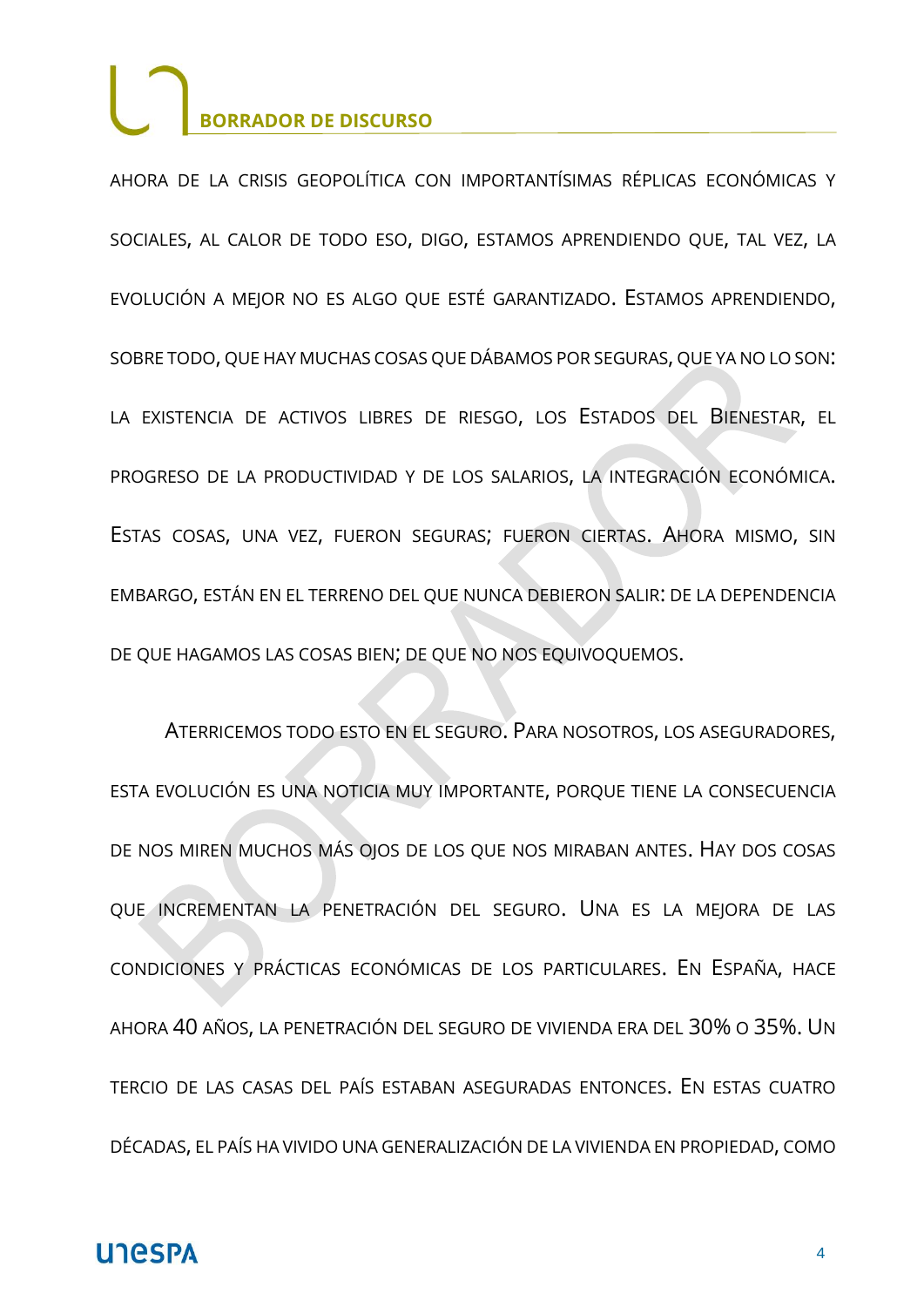AHORA DE LA CRISIS GEOPOLÍTICA CON IMPORTANTÍSIMAS RÉPLICAS ECONÓMICAS Y SOCIALES, AL CALOR DE TODO ESO, DIGO, ESTAMOS APRENDIENDO QUE, TAL VEZ, LA EVOLUCIÓN A MEJOR NO ES ALGO QUE ESTÉ GARANTIZADO. ESTAMOS APRENDIENDO, SOBRE TODO, QUE HAY MUCHAS COSAS QUE DÁBAMOS POR SEGURAS, QUE YA NO LO SON: LA EXISTENCIA DE ACTIVOS LIBRES DE RIESGO, LOS ESTADOS DEL BIENESTAR, EL PROGRESO DE LA PRODUCTIVIDAD Y DE LOS SALARIOS, LA INTEGRACIÓN ECONÓMICA. ESTAS COSAS, UNA VEZ, FUERON SEGURAS; FUERON CIERTAS. AHORA MISMO, SIN EMBARGO, ESTÁN EN EL TERRENO DEL QUE NUNCA DEBIERON SALIR: DE LA DEPENDENCIA DE QUE HAGAMOS LAS COSAS BIEN; DE QUE NO NOS EQUIVOQUEMOS.

ATERRICEMOS TODO ESTO EN EL SEGURO. PARA NOSOTROS, LOS ASEGURADORES, ESTA EVOLUCIÓN ES UNA NOTICIA MUY IMPORTANTE, PORQUE TIENE LA CONSECUENCIA DE NOS MIREN MUCHOS MÁS OJOS DE LOS QUE NOS MIRABAN ANTES. HAY DOS COSAS QUE INCREMENTAN LA PENETRACIÓN DEL SEGURO. UNA ES LA MEJORA DE LAS CONDICIONES Y PRÁCTICAS ECONÓMICAS DE LOS PARTICULARES. EN ESPAÑA, HACE AHORA 40 AÑOS, LA PENETRACIÓN DEL SEGURO DE VIVIENDA ERA DEL 30% O 35%. UN TERCIO DE LAS CASAS DEL PAÍS ESTABAN ASEGURADAS ENTONCES. EN ESTAS CUATRO DÉCADAS, EL PAÍS HA VIVIDO UNA GENERALIZACIÓN DE LA VIVIENDA EN PROPIEDAD, COMO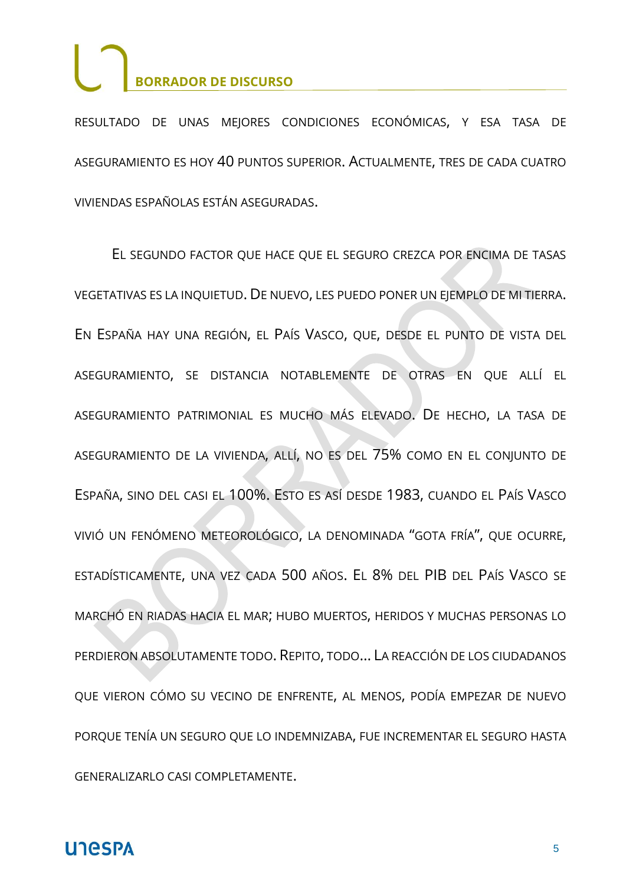RESULTADO DE UNAS MEJORES CONDICIONES ECONÓMICAS, Y ESA TASA DE ASEGURAMIENTO ES HOY 40 PUNTOS SUPERIOR. ACTUALMENTE, TRES DE CADA CUATRO VIVIENDAS ESPAÑOLAS ESTÁN ASEGURADAS.

EL SEGUNDO FACTOR QUE HACE QUE EL SEGURO CREZCA POR ENCIMA DE TASAS VEGETATIVAS ES LA INQUIETUD. DE NUEVO, LES PUEDO PONER UN EJEMPLO DE MI TIERRA. EN ESPAÑA HAY UNA REGIÓN, EL PAÍS VASCO, QUE, DESDE EL PUNTO DE VISTA DEL ASEGURAMIENTO, SE DISTANCIA NOTABLEMENTE DE OTRAS EN QUE ALLÍ EL ASEGURAMIENTO PATRIMONIAL ES MUCHO MÁS ELEVADO. DE HECHO, LA TASA DE ASEGURAMIENTO DE LA VIVIENDA, ALLÍ, NO ES DEL 75% COMO EN EL CONJUNTO DE ESPAÑA, SINO DEL CASI EL 100%. ESTO ES ASÍ DESDE 1983, CUANDO EL PAÍS VASCO VIVIÓ UN FENÓMENO METEOROLÓGICO, LA DENOMINADA "GOTA FRÍA", QUE OCURRE, ESTADÍSTICAMENTE, UNA VEZ CADA 500 AÑOS. EL 8% DEL PIB DEL PAÍS VASCO SE MARCHÓ EN RIADAS HACIA EL MAR; HUBO MUERTOS, HERIDOS Y MUCHAS PERSONAS LO PERDIERON ABSOLUTAMENTE TODO. REPITO, TODO... LA REACCIÓN DE LOS CIUDADANOS QUE VIERON CÓMO SU VECINO DE ENFRENTE, AL MENOS, PODÍA EMPEZAR DE NUEVO PORQUE TENÍA UN SEGURO QUE LO INDEMNIZABA, FUE INCREMENTAR EL SEGURO HASTA GENERALIZARLO CASI COMPLETAMENTE.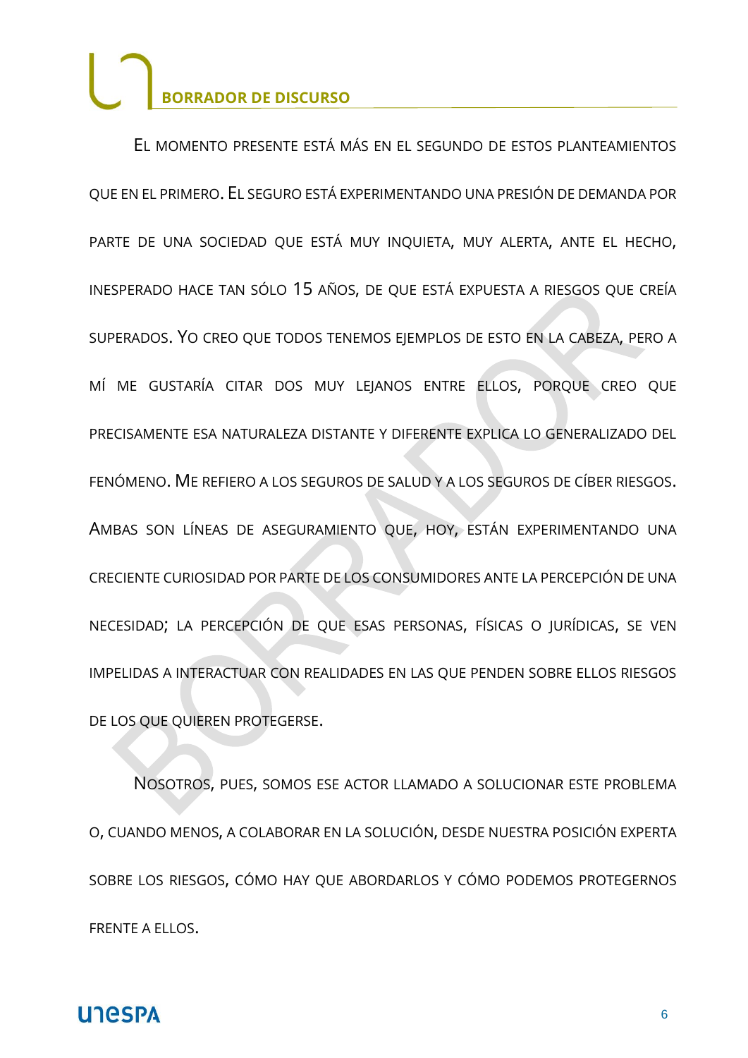El momento presente está más en el segundo de estos planteamientos que en el primero. El seguro está experimentando una presión de demanda por parte de una sociedad que está muy inquieta, muy alerta, ante el hecho, inesperado hace tan sólo 15 años, de que está expuesta a riesgos que creía superados. Yo creo que todos tenemos ejemplos de esto en la cabeza, pero a mí me gustaría citar dos muy lejanos entre ellos, porque creo que precisamente esa naturaleza distante y diferente explica lo generalizado del fenómeno. Me refiero a los seguros de salud y a los seguros de cíber riesgos. Ambas son líneas de aseguramiento que, hoy, están experimentando una creciente curiosidad por parte de los consumidores ante la percepción de una necesidad; la percepción de que esas personas, físicas o jurídicas, se ven impelidas a interactuar con realidades en las que penden sobre ellos riesgos de los que quieren protegerse.

Nosotros, pues, somos ese actor llamado a solucionar este problema o, cuando menos, a colaborar en la solución, desde nuestra posición experta sobre los riesgos, cómo hay que abordarlos y cómo podemos protegernos frente a ellos.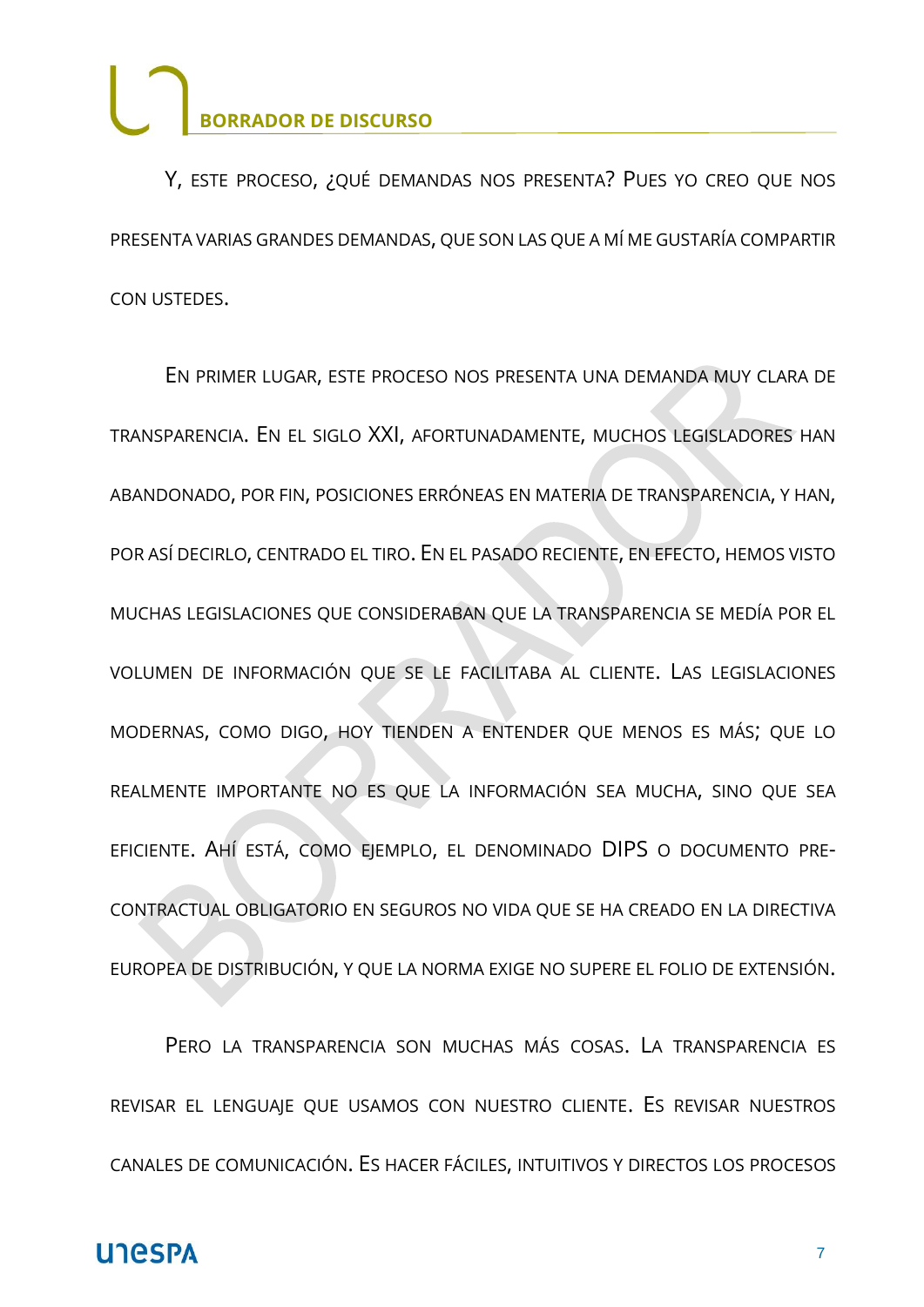Y, ESTE PROCESO, ¿QUÉ DEMANDAS NOS PRESENTA? PUES YO CREO QUE NOS PRESENTA VARIAS GRANDES DEMANDAS, QUE SON LAS QUE A MÍ ME GUSTARÍA COMPARTIR CON USTEDES.

EN PRIMER LUGAR, ESTE PROCESO NOS PRESENTA UNA DEMANDA MUY CLARA DE TRANSPARENCIA. EN EL SIGLO XXI, AFORTUNADAMENTE, MUCHOS LEGISLADORES HAN ABANDONADO, POR FIN, POSICIONES ERRÓNEAS EN MATERIA DE TRANSPARENCIA, Y HAN, POR ASÍ DECIRLO, CENTRADO EL TIRO. EN EL PASADO RECIENTE, EN EFECTO, HEMOS VISTO MUCHAS LEGISLACIONES QUE CONSIDERABAN QUE LA TRANSPARENCIA SE MEDÍA POR EL VOLUMEN DE INFORMACIÓN QUE SE LE FACILITABA AL CLIENTE. LAS LEGISLACIONES MODERNAS, COMO DIGO, HOY TIENDEN A ENTENDER QUE MENOS ES MÁS; QUE LO REALMENTE IMPORTANTE NO ES QUE LA INFORMACIÓN SEA MUCHA, SINO QUE SEA EFICIENTE. AHÍ ESTÁ, COMO EJEMPLO, EL DENOMINADO DIPS O DOCUMENTO PRE-CONTRACTUAL OBLIGATORIO EN SEGUROS NO VIDA QUE SE HA CREADO EN LA DIRECTIVA EUROPEA DE DISTRIBUCIÓN, Y QUE LA NORMA EXIGE NO SUPERE EL FOLIO DE EXTENSIÓN.

PERO LA TRANSPARENCIA SON MUCHAS MÁS COSAS. LA TRANSPARENCIA ES REVISAR EL LENGUAJE QUE USAMOS CON NUESTRO CLIENTE. ES REVISAR NUESTROS CANALES DE COMUNICACIÓN. ES HACER FÁCILES, INTUITIVOS Y DIRECTOS LOS PROCESOS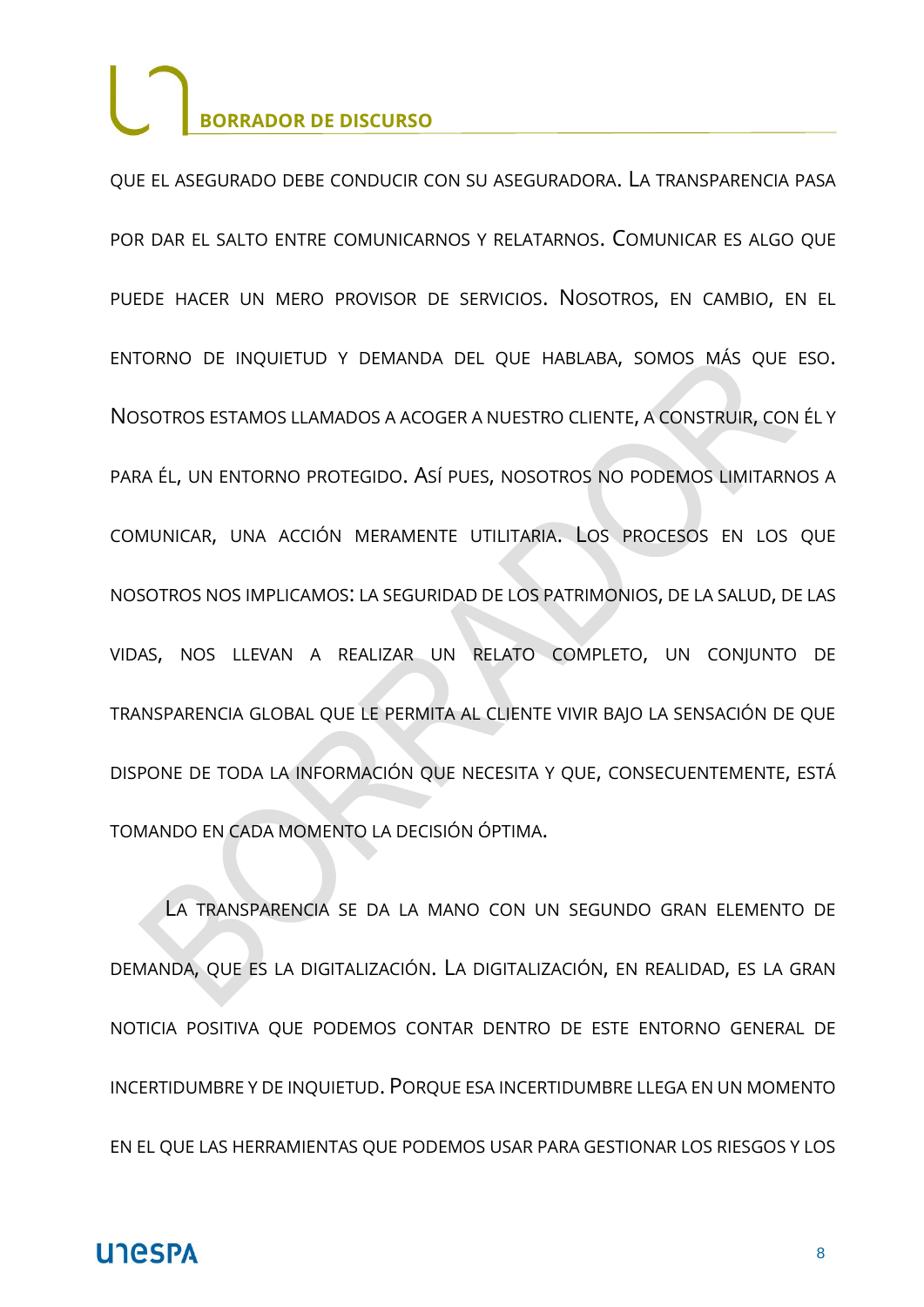QUE EL ASEGURADO DEBE CONDUCIR CON SU ASEGURADORA. LA TRANSPARENCIA PASA POR DAR EL SALTO ENTRE COMUNICARNOS Y RELATARNOS. COMUNICAR ES ALGO QUE PUEDE HACER UN MERO PROVISOR DE SERVICIOS. NOSOTROS, EN CAMBIO, EN EL ENTORNO DE INQUIETUD Y DEMANDA DEL QUE HABLABA, SOMOS MÁS QUE ESO. NOSOTROS ESTAMOS LLAMADOS A ACOGER A NUESTRO CLIENTE, A CONSTRUIR, CON ÉL Y PARA ÉL, UN ENTORNO PROTEGIDO. ASÍ PUES, NOSOTROS NO PODEMOS LIMITARNOS A COMUNICAR, UNA ACCIÓN MERAMENTE UTILITARIA. LOS PROCESOS EN LOS QUE NOSOTROS NOS IMPLICAMOS: LA SEGURIDAD DE LOS PATRIMONIOS, DE LA SALUD, DE LAS VIDAS, NOS LLEVAN A REALIZAR UN RELATO COMPLETO, UN CONJUNTO DE TRANSPARENCIA GLOBAL QUE LE PERMITA AL CLIENTE VIVIR BAJO LA SENSACIÓN DE QUE DISPONE DE TODA LA INFORMACIÓN QUE NECESITA Y QUE, CONSECUENTEMENTE, ESTÁ TOMANDO EN CADA MOMENTO LA DECISIÓN ÓPTIMA.

LA TRANSPARENCIA SE DA LA MANO CON UN SEGUNDO GRAN ELEMENTO DE DEMANDA, QUE ES LA DIGITALIZACIÓN. LA DIGITALIZACIÓN, EN REALIDAD, ES LA GRAN NOTICIA POSITIVA QUE PODEMOS CONTAR DENTRO DE ESTE ENTORNO GENERAL DE INCERTIDUMBRE Y DE INQUIETUD. PORQUE ESA INCERTIDUMBRE LLEGA EN UN MOMENTO EN EL QUE LAS HERRAMIENTAS QUE PODEMOS USAR PARA GESTIONAR LOS RIESGOS Y LOS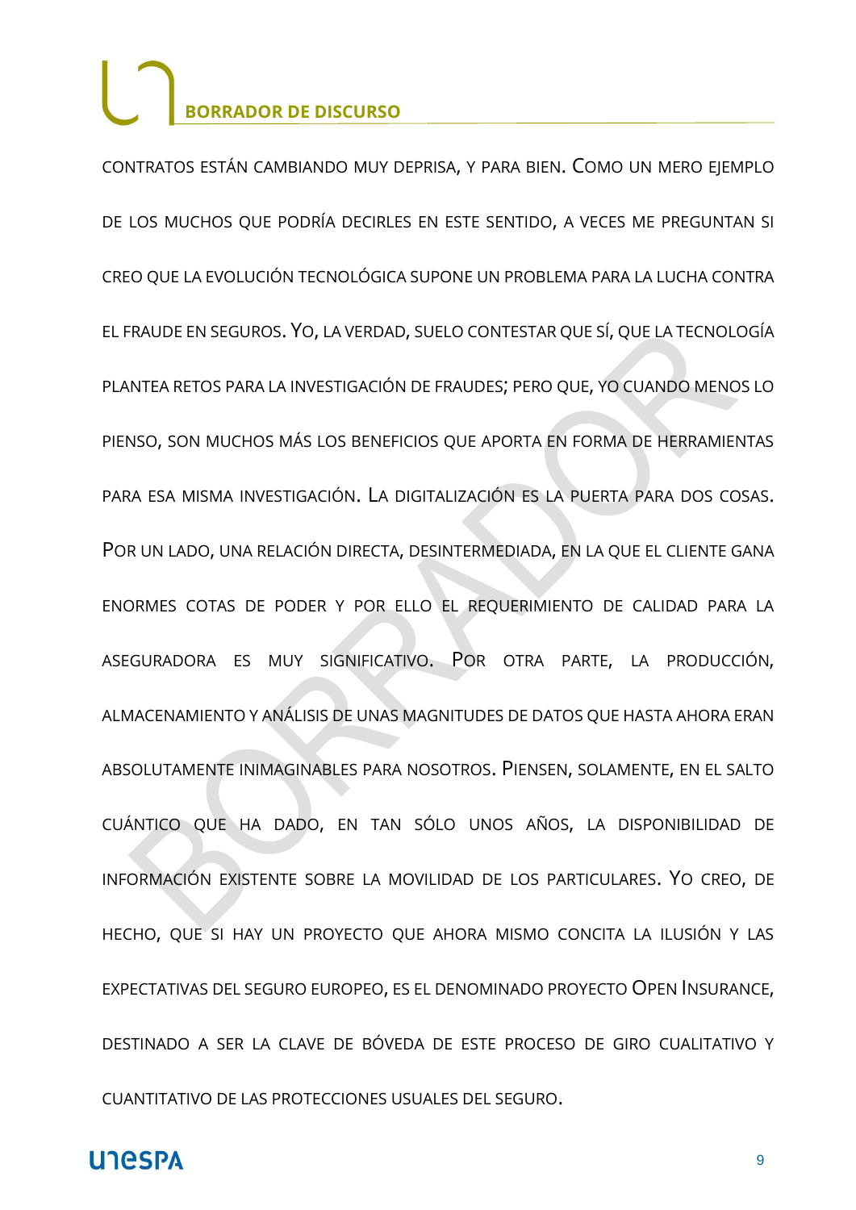CONTRATOS ESTÁN CAMBIANDO MUY DEPRISA, Y PARA BIEN. COMO UN MERO EJEMPLO DE LOS MUCHOS QUE PODRÍA DECIRLES EN ESTE SENTIDO, A VECES ME PREGUNTAN SI CREO QUE LA EVOLUCIÓN TECNOLÓGICA SUPONE UN PROBLEMA PARA LA LUCHA CONTRA EL FRAUDE EN SEGUROS. YO, LA VERDAD, SUELO CONTESTAR QUE SÍ, QUE LA TECNOLOGÍA PLANTEA RETOS PARA LA INVESTIGACIÓN DE FRAUDES; PERO QUE, YO CUANDO MENOS LO PIENSO, SON MUCHOS MÁS LOS BENEFICIOS QUE APORTA EN FORMA DE HERRAMIENTAS PARA ESA MISMA INVESTIGACIÓN. LA DIGITALIZACIÓN ES LA PUERTA PARA DOS COSAS. POR UN LADO, UNA RELACIÓN DIRECTA, DESINTERMEDIADA, EN LA QUE EL CLIENTE GANA ENORMES COTAS DE PODER Y POR ELLO EL REQUERIMIENTO DE CALIDAD PARA LA ASEGURADORA ES MUY SIGNIFICATIVO. POR OTRA PARTE, LA PRODUCCIÓN, ALMACENAMIENTO Y ANÁLISIS DE UNAS MAGNITUDES DE DATOS QUE HASTA AHORA ERAN ABSOLUTAMENTE INIMAGINABLES PARA NOSOTROS. PIENSEN, SOLAMENTE, EN EL SALTO CUÁNTICO QUE HA DADO, EN TAN SÓLO UNOS AÑOS, LA DISPONIBILIDAD DE INFORMACIÓN EXISTENTE SOBRE LA MOVILIDAD DE LOS PARTICULARES. YO CREO, DE HECHO, QUE SI HAY UN PROYECTO QUE AHORA MISMO CONCITA LA ILUSIÓN Y LAS EXPECTATIVAS DEL SEGURO EUROPEO, ES EL DENOMINADO PROYECTO OPEN INSURANCE, DESTINADO A SER LA CLAVE DE BÓVEDA DE ESTE PROCESO DE GIRO CUALITATIVO Y CUANTITATIVO DE LAS PROTECCIONES USUALES DEL SEGURO.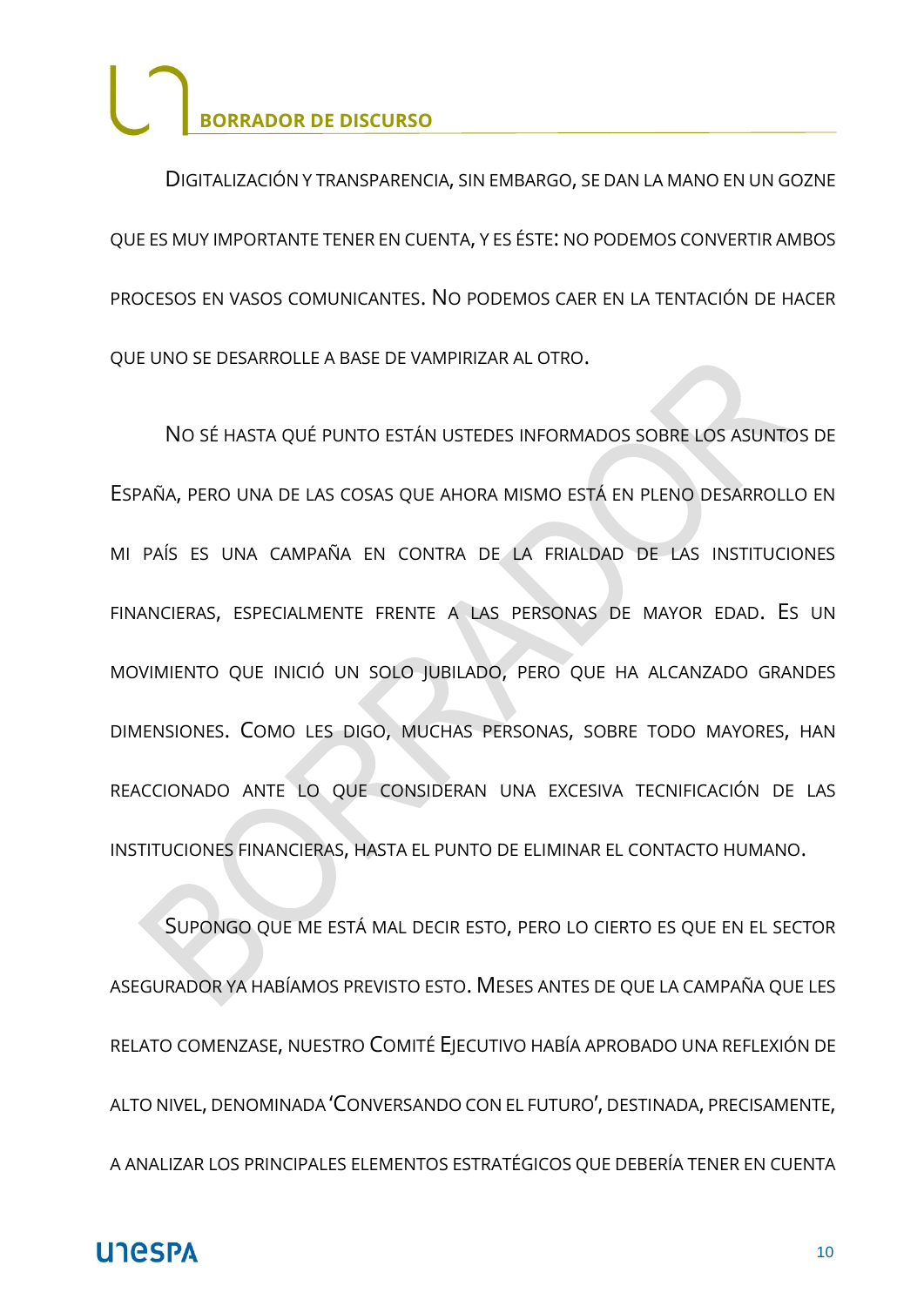DIGITALIZACIÓN Y TRANSPARENCIA, SIN EMBARGO, SE DAN LA MANO EN UN GOZNE QUE ES MUY IMPORTANTE TENER EN CUENTA, Y ES ÉSTE: NO PODEMOS CONVERTIR AMBOS PROCESOS EN VASOS COMUNICANTES. NO PODEMOS CAER EN LA TENTACIÓN DE HACER QUE UNO SE DESARROLLE A BASE DE VAMPIRIZAR AL OTRO.

NO SÉ HASTA QUÉ PUNTO ESTÁN USTEDES INFORMADOS SOBRE LOS ASUNTOS DE ESPAÑA, PERO UNA DE LAS COSAS QUE AHORA MISMO ESTÁ EN PLENO DESARROLLO EN MI PAÍS ES UNA CAMPAÑA EN CONTRA DE LA FRIALDAD DE LAS INSTITUCIONES FINANCIERAS, ESPECIALMENTE FRENTE A LAS PERSONAS DE MAYOR EDAD. ES UN MOVIMIENTO QUE INICIÓ UN SOLO JUBILADO, PERO QUE HA ALCANZADO GRANDES DIMENSIONES. COMO LES DIGO, MUCHAS PERSONAS, SOBRE TODO MAYORES, HAN REACCIONADO ANTE LO QUE CONSIDERAN UNA EXCESIVA TECNIFICACIÓN DE LAS INSTITUCIONES FINANCIERAS, HASTA EL PUNTO DE ELIMINAR EL CONTACTO HUMANO.

SUPONGO QUE ME ESTÁ MAL DECIR ESTO, PERO LO CIERTO ES QUE EN EL SECTOR ASEGURADOR YA HABÍAMOS PREVISTO ESTO. MESES ANTES DE QUE LA CAMPAÑA QUE LES RELATO COMENZASE, NUESTRO COMITÉ EJECUTIVO HABÍA APROBADO UNA REFLEXIÓN DE ALTO NIVEL, DENOMINADA 'CONVERSANDO CON EL FUTURO', DESTINADA, PRECISAMENTE, A ANALIZAR LOS PRINCIPALES ELEMENTOS ESTRATÉGICOS QUE DEBERÍA TENER EN CUENTA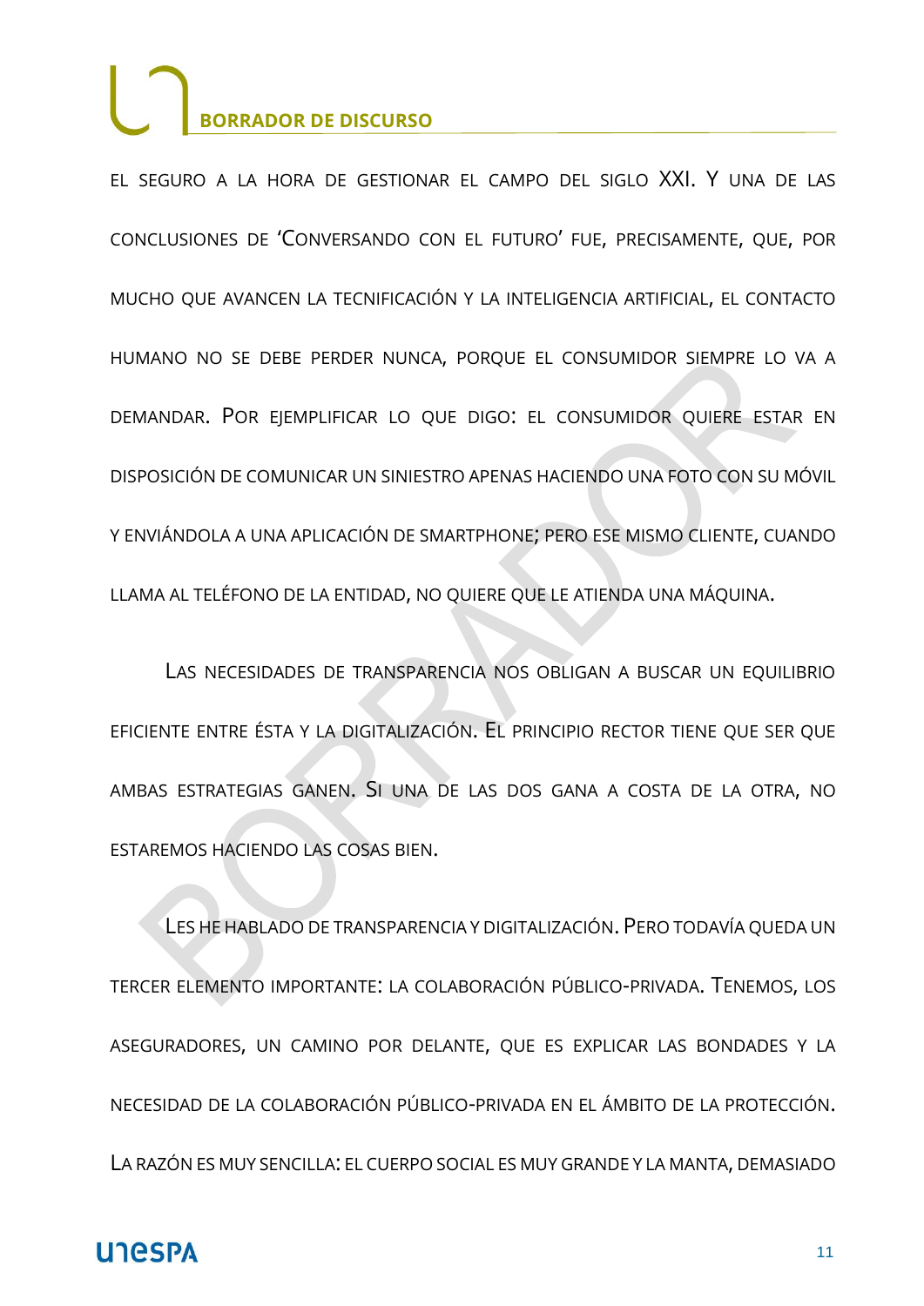EL SEGURO A LA HORA DE GESTIONAR EL CAMPO DEL SIGLO XXI. Y UNA DE LAS CONCLUSIONES DE 'CONVERSANDO CON EL FUTURO' FUE, PRECISAMENTE, QUE, POR MUCHO QUE AVANCEN LA TECNIFICACIÓN Y LA INTELIGENCIA ARTIFICIAL, EL CONTACTO HUMANO NO SE DEBE PERDER NUNCA, PORQUE EL CONSUMIDOR SIEMPRE LO VA A DEMANDAR. POR EJEMPLIFICAR LO QUE DIGO: EL CONSUMIDOR QUIERE ESTAR EN DISPOSICIÓN DE COMUNICAR UN SINIESTRO APENAS HACIENDO UNA FOTO CON SU MÓVIL Y ENVIÁNDOLA A UNA APLICACIÓN DE SMARTPHONE; PERO ESE MISMO CLIENTE, CUANDO LLAMA AL TELÉFONO DE LA ENTIDAD, NO QUIERE QUE LE ATIENDA UNA MÁQUINA.

LAS NECESIDADES DE TRANSPARENCIA NOS OBLIGAN A BUSCAR UN EQUILIBRIO EFICIENTE ENTRE ÉSTA Y LA DIGITALIZACIÓN. EL PRINCIPIO RECTOR TIENE QUE SER QUE AMBAS ESTRATEGIAS GANEN. SI UNA DE LAS DOS GANA A COSTA DE LA OTRA, NO ESTAREMOS HACIENDO LAS COSAS BIEN.

LES HE HABLADO DE TRANSPARENCIA Y DIGITALIZACIÓN. PERO TODAVÍA QUEDA UN TERCER ELEMENTO IMPORTANTE: LA COLABORACIÓN PÚBLICO-PRIVADA. TENEMOS, LOS ASEGURADORES, UN CAMINO POR DELANTE, QUE ES EXPLICAR LAS BONDADES Y LA NECESIDAD DE LA COLABORACIÓN PÚBLICO-PRIVADA EN EL ÁMBITO DE LA PROTECCIÓN. LA RAZÓN ES MUY SENCILLA: EL CUERPO SOCIAL ES MUY GRANDE Y LA MANTA, DEMASIADO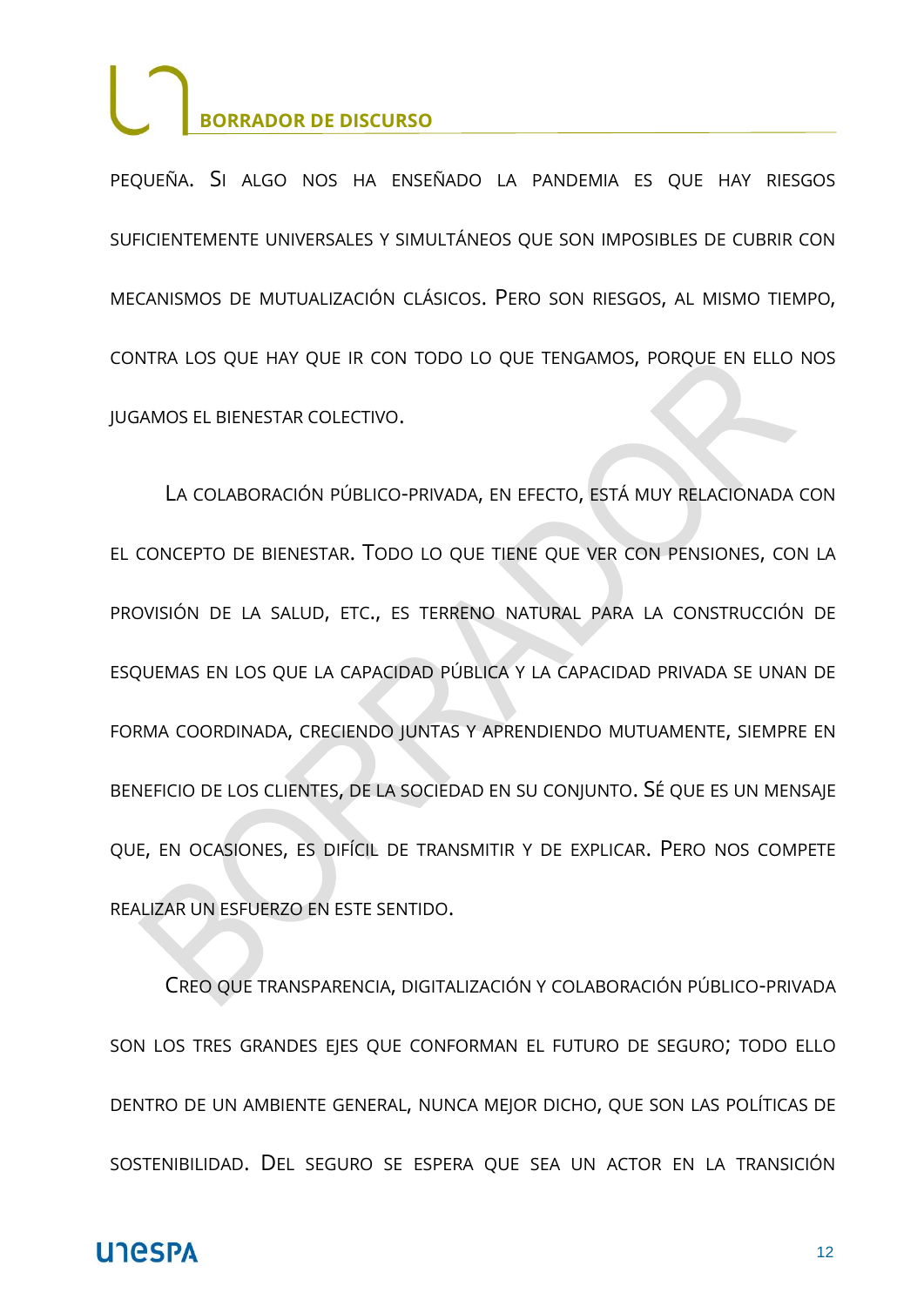PEQUEÑA. SI ALGO NOS HA ENSEÑADO LA PANDEMIA ES QUE HAY RIESGOS SUFICIENTEMENTE UNIVERSALES Y SIMULTÁNEOS QUE SON IMPOSIBLES DE CUBRIR CON MECANISMOS DE MUTUALIZACIÓN CLÁSICOS. PERO SON RIESGOS, AL MISMO TIEMPO, CONTRA LOS QUE HAY QUE IR CON TODO LO QUE TENGAMOS, PORQUE EN ELLO NOS JUGAMOS EL BIENESTAR COLECTIVO.

LA COLABORACIÓN PÚBLICO-PRIVADA, EN EFECTO, ESTÁ MUY RELACIONADA CON EL CONCEPTO DE BIENESTAR. TODO LO QUE TIENE QUE VER CON PENSIONES, CON LA PROVISIÓN DE LA SALUD, ETC., ES TERRENO NATURAL PARA LA CONSTRUCCIÓN DE ESQUEMAS EN LOS QUE LA CAPACIDAD PÚBLICA Y LA CAPACIDAD PRIVADA SE UNAN DE FORMA COORDINADA, CRECIENDO JUNTAS Y APRENDIENDO MUTUAMENTE, SIEMPRE EN BENEFICIO DE LOS CLIENTES, DE LA SOCIEDAD EN SU CONJUNTO. SÉ QUE ES UN MENSAJE QUE, EN OCASIONES, ES DIFÍCIL DE TRANSMITIR Y DE EXPLICAR. PERO NOS COMPETE REALIZAR UN ESFUERZO EN ESTE SENTIDO.

CREO QUE TRANSPARENCIA, DIGITALIZACIÓN Y COLABORACIÓN PÚBLICO-PRIVADA SON LOS TRES GRANDES EJES QUE CONFORMAN EL FUTURO DE SEGURO; TODO ELLO DENTRO DE UN AMBIENTE GENERAL, NUNCA MEJOR DICHO, QUE SON LAS POLÍTICAS DE SOSTENIBILIDAD. DEL SEGURO SE ESPERA QUE SEA UN ACTOR EN LA TRANSICIÓN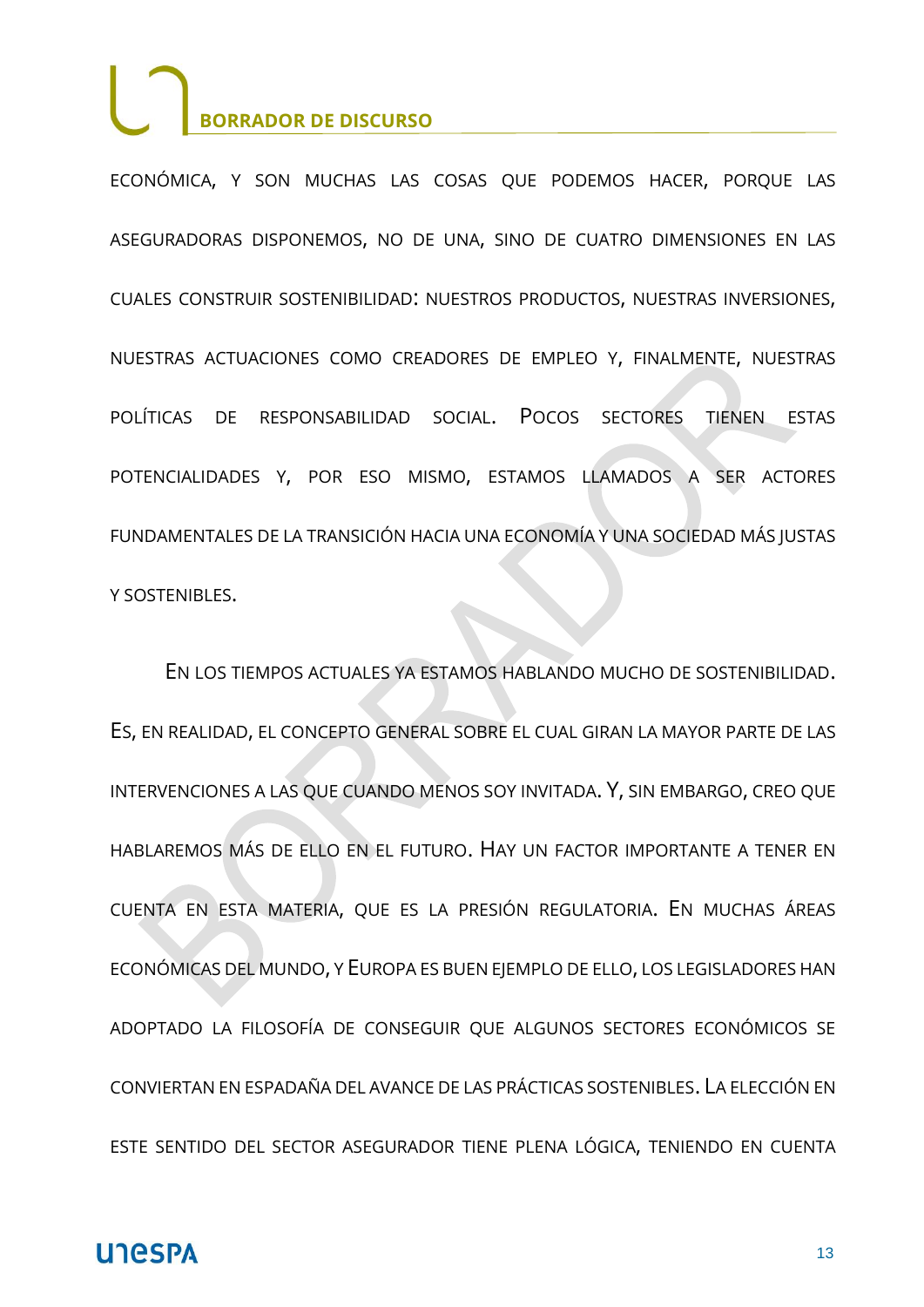ECONÓMICA, Y SON MUCHAS LAS COSAS QUE PODEMOS HACER, PORQUE LAS ASEGURADORAS DISPONEMOS, NO DE UNA, SINO DE CUATRO DIMENSIONES EN LAS CUALES CONSTRUIR SOSTENIBILIDAD: NUESTROS PRODUCTOS, NUESTRAS INVERSIONES, NUESTRAS ACTUACIONES COMO CREADORES DE EMPLEO Y, FINALMENTE, NUESTRAS POLÍTICAS DE RESPONSABILIDAD SOCIAL. POCOS SECTORES TIENEN ESTAS POTENCIALIDADES Y, POR ESO MISMO, ESTAMOS LLAMADOS A SER ACTORES FUNDAMENTALES DE LA TRANSICIÓN HACIA UNA ECONOMÍA Y UNA SOCIEDAD MÁS JUSTAS Y SOSTENIBLES.

EN LOS TIEMPOS ACTUALES YA ESTAMOS HABLANDO MUCHO DE SOSTENIBILIDAD. ES, EN REALIDAD, EL CONCEPTO GENERAL SOBRE EL CUAL GIRAN LA MAYOR PARTE DE LAS INTERVENCIONES A LAS QUE CUANDO MENOS SOY INVITADA. Y, SIN EMBARGO, CREO QUE HABLAREMOS MÁS DE ELLO EN EL FUTURO. HAY UN FACTOR IMPORTANTE A TENER EN CUENTA EN ESTA MATERIA, QUE ES LA PRESIÓN REGULATORIA. EN MUCHAS ÁREAS ECONÓMICAS DEL MUNDO, Y EUROPA ES BUEN EJEMPLO DE ELLO, LOS LEGISLADORES HAN ADOPTADO LA FILOSOFÍA DE CONSEGUIR QUE ALGUNOS SECTORES ECONÓMICOS SE CONVIERTAN EN ESPADAÑA DEL AVANCE DE LAS PRÁCTICAS SOSTENIBLES. LA ELECCIÓN EN ESTE SENTIDO DEL SECTOR ASEGURADOR TIENE PLENA LÓGICA, TENIENDO EN CUENTA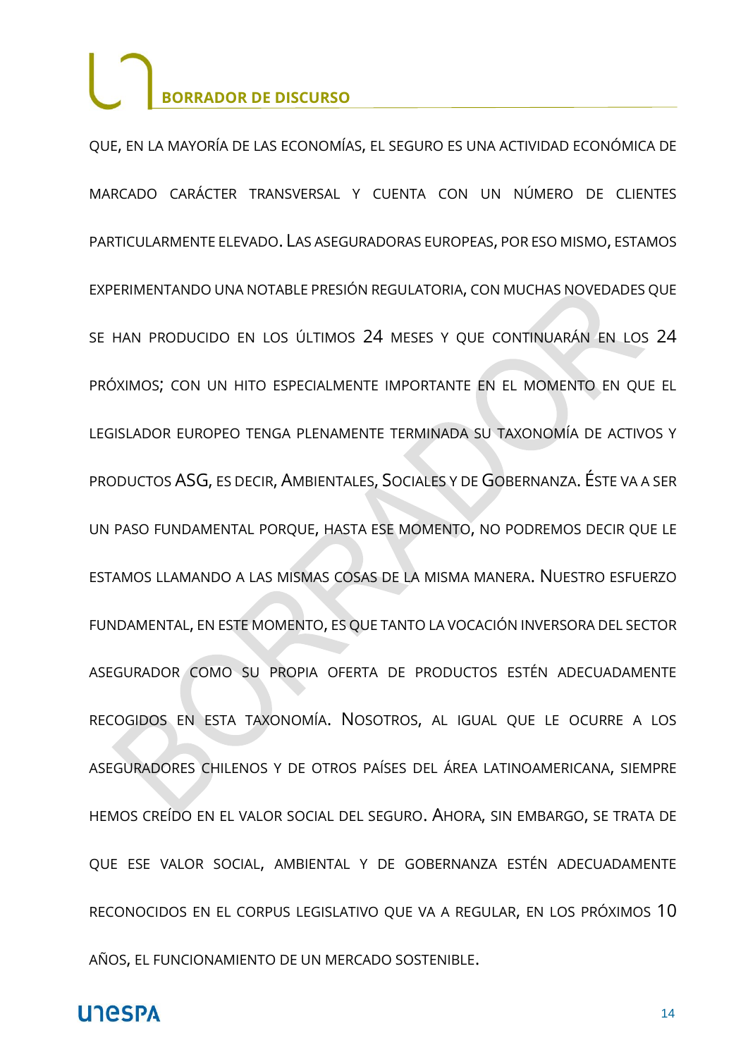QUE, EN LA MAYORÍA DE LAS ECONOMÍAS, EL SEGURO ES UNA ACTIVIDAD ECONÓMICA DE MARCADO CARÁCTER TRANSVERSAL Y CUENTA CON UN NÚMERO DE CLIENTES PARTICULARMENTE ELEVADO. LAS ASEGURADORAS EUROPEAS, POR ESO MISMO, ESTAMOS EXPERIMENTANDO UNA NOTABLE PRESIÓN REGULATORIA, CON MUCHAS NOVEDADES QUE SE HAN PRODUCIDO EN LOS ÚLTIMOS 24 MESES Y QUE CONTINUARÁN EN LOS 24 PRÓXIMOS; CON UN HITO ESPECIALMENTE IMPORTANTE EN EL MOMENTO EN QUE EL LEGISLADOR EUROPEO TENGA PLENAMENTE TERMINADA SU TAXONOMÍA DE ACTIVOS Y PRODUCTOS ASG, ES DECIR, AMBIENTALES, SOCIALES Y DE GOBERNANZA. ÉSTE VA A SER UN PASO FUNDAMENTAL PORQUE, HASTA ESE MOMENTO, NO PODREMOS DECIR QUE LE ESTAMOS LLAMANDO A LAS MISMAS COSAS DE LA MISMA MANERA. NUESTRO ESFUERZO FUNDAMENTAL, EN ESTE MOMENTO, ES QUE TANTO LA VOCACIÓN INVERSORA DEL SECTOR ASEGURADOR COMO SU PROPIA OFERTA DE PRODUCTOS ESTÉN ADECUADAMENTE RECOGIDOS EN ESTA TAXONOMÍA. NOSOTROS, AL IGUAL QUE LE OCURRE A LOS ASEGURADORES CHILENOS Y DE OTROS PAÍSES DEL ÁREA LATINOAMERICANA, SIEMPRE HEMOS CREÍDO EN EL VALOR SOCIAL DEL SEGURO. AHORA, SIN EMBARGO, SE TRATA DE QUE ESE VALOR SOCIAL, AMBIENTAL Y DE GOBERNANZA ESTÉN ADECUADAMENTE RECONOCIDOS EN EL CORPUS LEGISLATIVO QUE VA A REGULAR, EN LOS PRÓXIMOS 10 AÑOS, EL FUNCIONAMIENTO DE UN MERCADO SOSTENIBLE.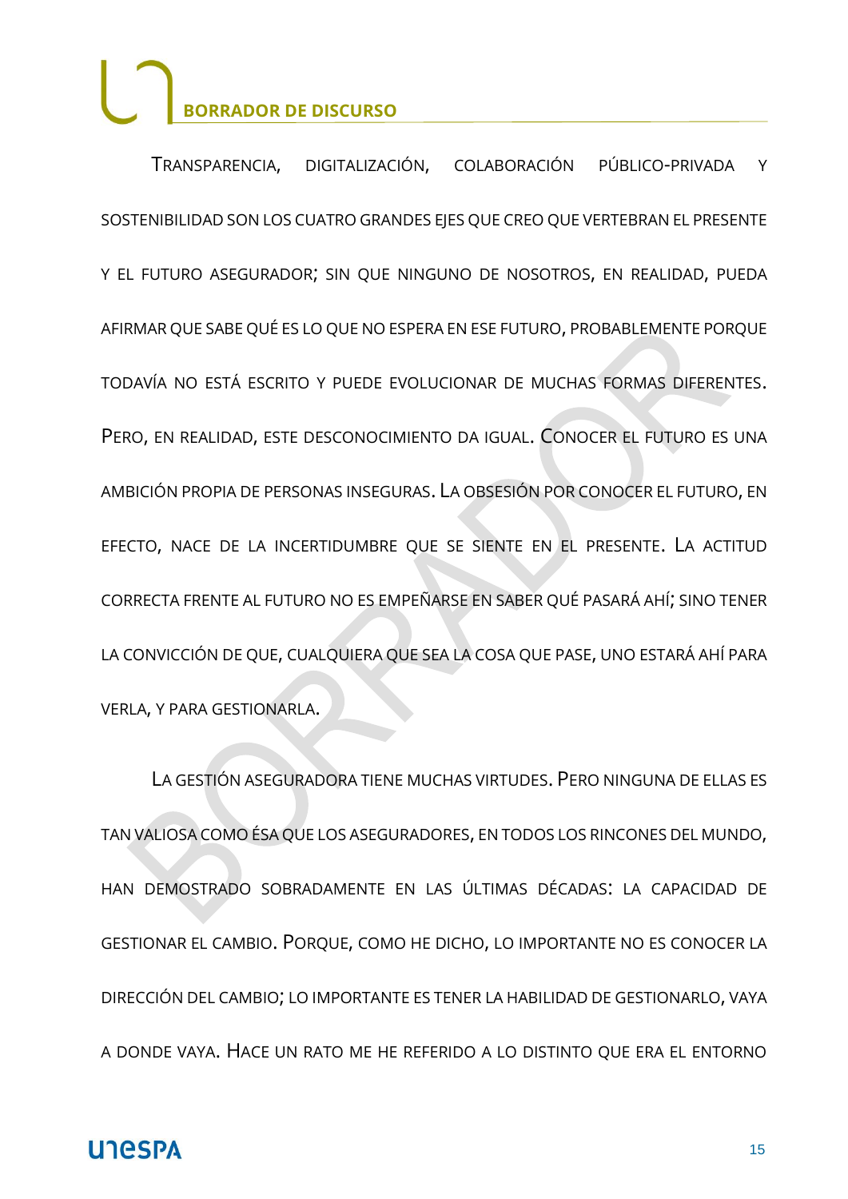TRANSPARENCIA, DIGITALIZACIÓN, COLABORACIÓN PÚBLICO-PRIVADA Y SOSTENIBILIDAD SON LOS CUATRO GRANDES EJES QUE CREO QUE VERTEBRAN EL PRESENTE Y EL FUTURO ASEGURADOR; SIN QUE NINGUNO DE NOSOTROS, EN REALIDAD, PUEDA AFIRMAR QUE SABE QUÉ ES LO QUE NO ESPERA EN ESE FUTURO, PROBABLEMENTE PORQUE TODAVÍA NO ESTÁ ESCRITO Y PUEDE EVOLUCIONAR DE MUCHAS FORMAS DIFERENTES. PERO, EN REALIDAD, ESTE DESCONOCIMIENTO DA IGUAL. CONOCER EL FUTURO ES UNA AMBICIÓN PROPIA DE PERSONAS INSEGURAS. LA OBSESIÓN POR CONOCER EL FUTURO, EN EFECTO, NACE DE LA INCERTIDUMBRE QUE SE SIENTE EN EL PRESENTE. LA ACTITUD CORRECTA FRENTE AL FUTURO NO ES EMPEÑARSE EN SABER QUÉ PASARÁ AHÍ; SINO TENER LA CONVICCIÓN DE QUE, CUALQUIERA QUE SEA LA COSA QUE PASE, UNO ESTARÁ AHÍ PARA VERLA, Y PARA GESTIONARLA.

LA GESTIÓN ASEGURADORA TIENE MUCHAS VIRTUDES. PERO NINGUNA DE ELLAS ES TAN VALIOSA COMO ÉSA QUE LOS ASEGURADORES, EN TODOS LOS RINCONES DEL MUNDO, HAN DEMOSTRADO SOBRADAMENTE EN LAS ÚLTIMAS DÉCADAS: LA CAPACIDAD DE GESTIONAR EL CAMBIO. PORQUE, COMO HE DICHO, LO IMPORTANTE NO ES CONOCER LA DIRECCIÓN DEL CAMBIO; LO IMPORTANTE ES TENER LA HABILIDAD DE GESTIONARLO, VAYA A DONDE VAYA. HACE UN RATO ME HE REFERIDO A LO DISTINTO QUE ERA EL ENTORNO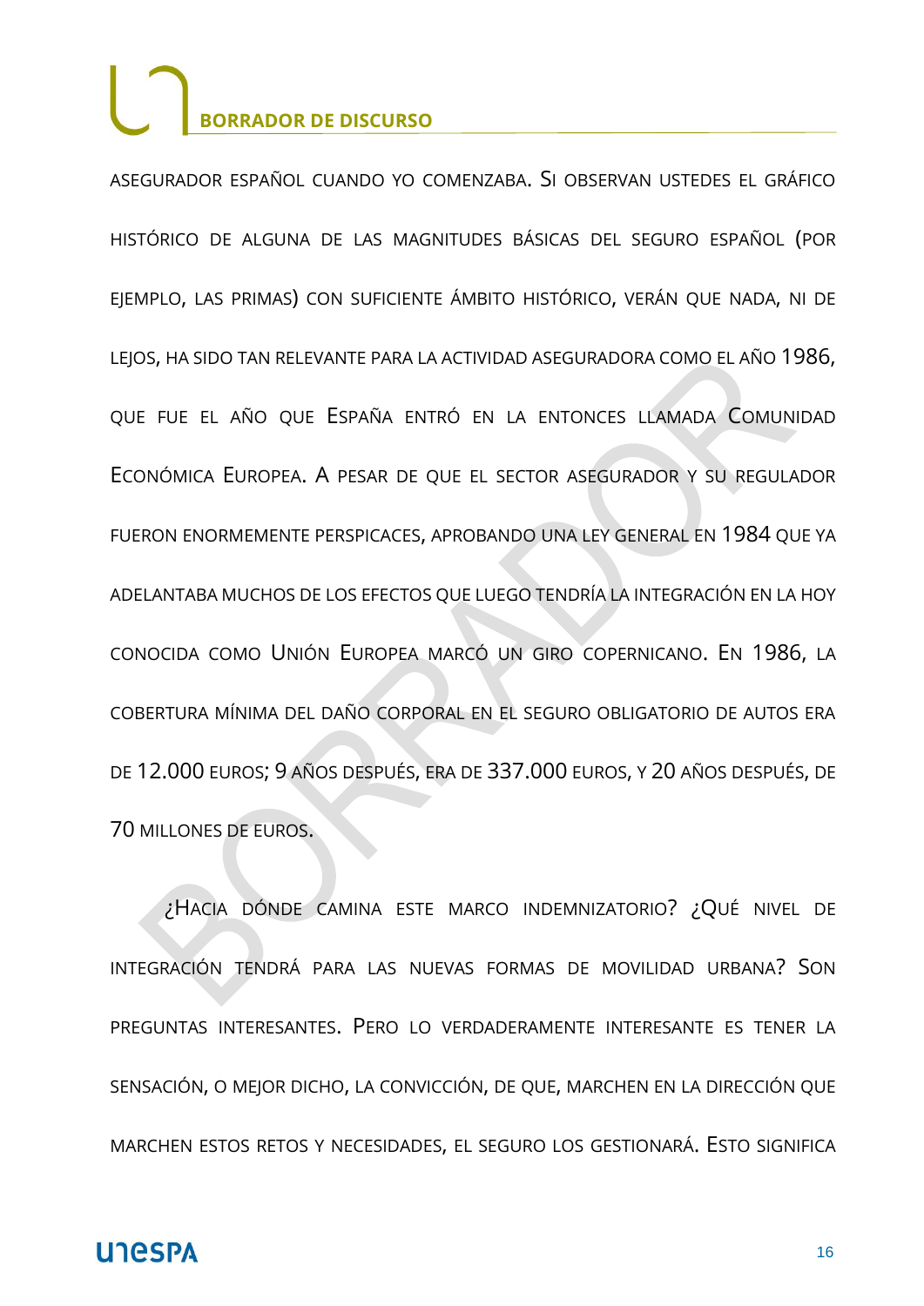asegurador español cuando yo comenzaba. Si observan ustedes el gráfico histórico de alguna de las magnitudes básicas del seguro español (por ejemplo, las primas) con suficiente ámbito histórico, verán que nada, ni de lejos, ha sido tan relevante para la actividad aseguradora como el año 1986, que fue el año que España entró en la entonces llamada Comunidad Económica Europea. A pesar de que el sector asegurador y su regulador fueron enormemente perspicaces, aprobando una ley general en 1984 que ya adelantaba muchos de los efectos que luego tendría la integración en la hoy conocida como Unión Europea marcó un giro copernicano. En 1986, la cobertura mínima del daño corporal en el seguro obligatorio de autos era de 12.000 euros; 9 años después, era de 337.000 euros, y 20 años después, de 70 millones de euros.

¿Hacia dónde camina este marco indemnizatorio? ¿Qué nivel de integración tendrá para las nuevas formas de movilidad urbana? Son preguntas interesantes. Pero lo verdaderamente interesante es tener la sensación, o mejor dicho, la convicción, de que, marchen en la dirección que marchen estos retos y necesidades, el seguro los gestionará. Esto significa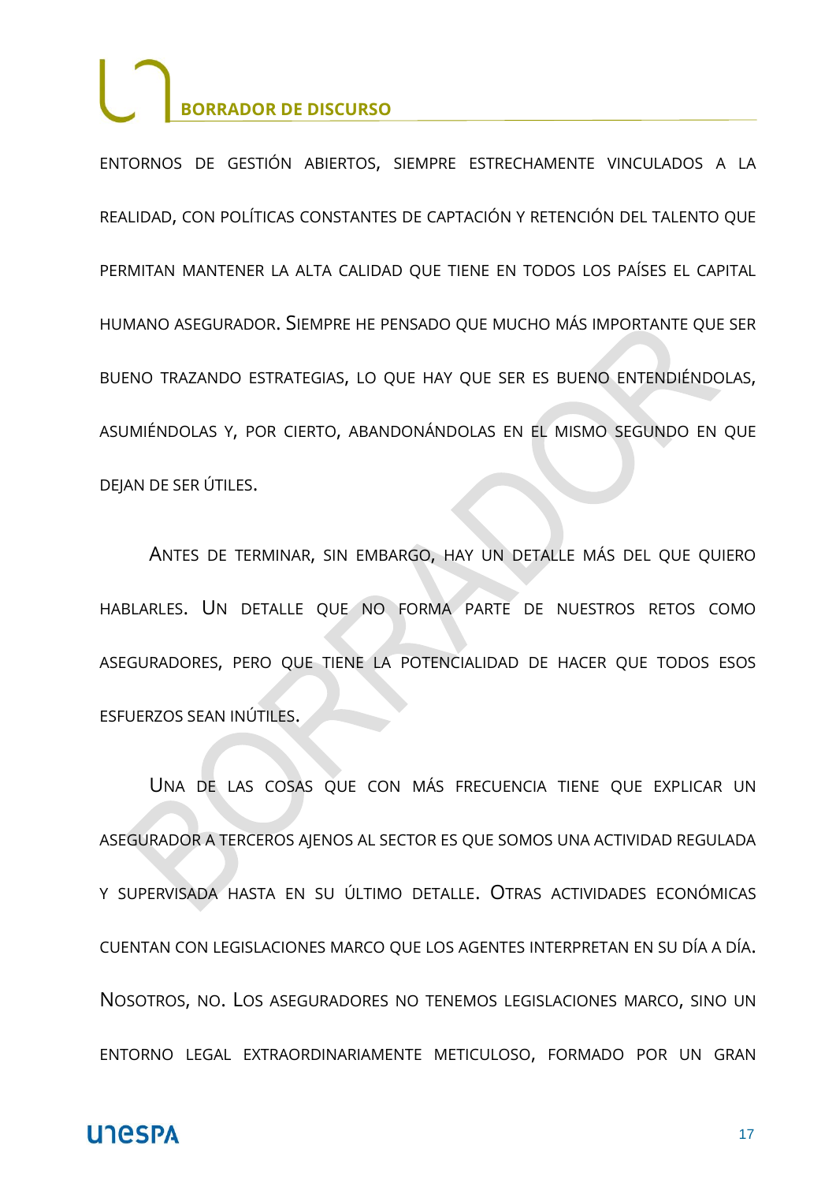ENTORNOS DE GESTIÓN ABIERTOS, SIEMPRE ESTRECHAMENTE VINCULADOS A LA REALIDAD, CON POLÍTICAS CONSTANTES DE CAPTACIÓN Y RETENCIÓN DEL TALENTO QUE PERMITAN MANTENER LA ALTA CALIDAD QUE TIENE EN TODOS LOS PAÍSES EL CAPITAL HUMANO ASEGURADOR. SIEMPRE HE PENSADO QUE MUCHO MÁS IMPORTANTE QUE SER BUENO TRAZANDO ESTRATEGIAS, LO QUE HAY QUE SER ES BUENO ENTENDIÉNDOLAS, ASUMIÉNDOLAS Y, POR CIERTO, ABANDONÁNDOLAS EN EL MISMO SEGUNDO EN QUE DEJAN DE SER ÚTILES.

ANTES DE TERMINAR, SIN EMBARGO, HAY UN DETALLE MÁS DEL QUE QUIERO HABLARLES. UN DETALLE QUE NO FORMA PARTE DE NUESTROS RETOS COMO ASEGURADORES, PERO QUE TIENE LA POTENCIALIDAD DE HACER QUE TODOS ESOS ESFUERZOS SEAN INÚTILES.

UNA DE LAS COSAS QUE CON MÁS FRECUENCIA TIENE QUE EXPLICAR UN ASEGURADOR A TERCEROS AJENOS AL SECTOR ES QUE SOMOS UNA ACTIVIDAD REGULADA Y SUPERVISADA HASTA EN SU ÚLTIMO DETALLE. OTRAS ACTIVIDADES ECONÓMICAS CUENTAN CON LEGISLACIONES MARCO QUE LOS AGENTES INTERPRETAN EN SU DÍA A DÍA. NOSOTROS, NO. LOS ASEGURADORES NO TENEMOS LEGISLACIONES MARCO, SINO UN ENTORNO LEGAL EXTRAORDINARIAMENTE METICULOSO, FORMADO POR UN GRAN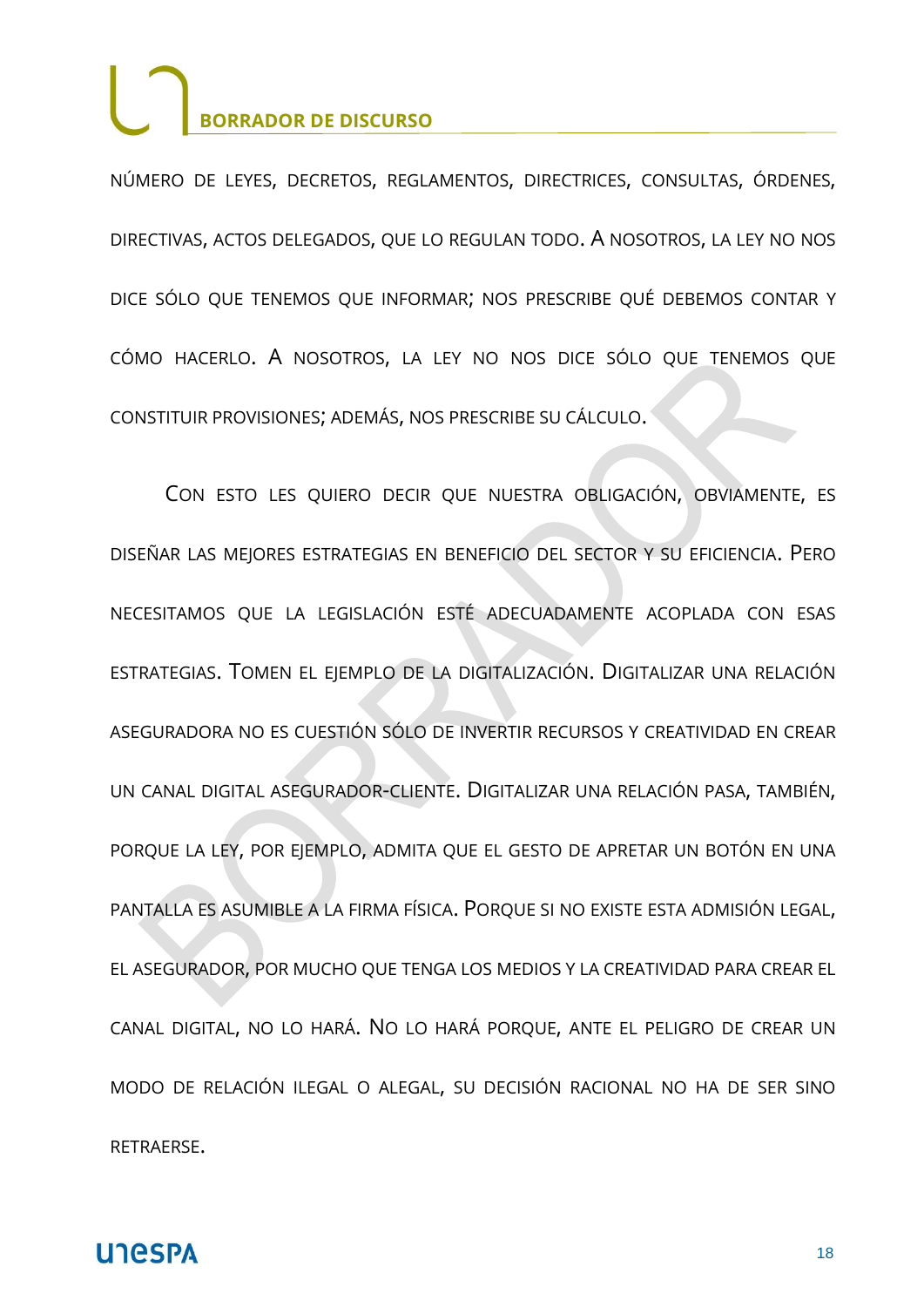NÚMERO DE LEYES, DECRETOS, REGLAMENTOS, DIRECTRICES, CONSULTAS, ÓRDENES, DIRECTIVAS, ACTOS DELEGADOS, QUE LO REGULAN TODO. A NOSOTROS, LA LEY NO NOS DICE SÓLO QUE TENEMOS QUE INFORMAR; NOS PRESCRIBE QUÉ DEBEMOS CONTAR Y CÓMO HACERLO. A NOSOTROS, LA LEY NO NOS DICE SÓLO QUE TENEMOS QUE CONSTITUIR PROVISIONES; ADEMÁS, NOS PRESCRIBE SU CÁLCULO.

CON ESTO LES QUIERO DECIR QUE NUESTRA OBLIGACIÓN, OBVIAMENTE, ES DISEÑAR LAS MEJORES ESTRATEGIAS EN BENEFICIO DEL SECTOR Y SU EFICIENCIA. PERO NECESITAMOS QUE LA LEGISLACIÓN ESTÉ ADECUADAMENTE ACOPLADA CON ESAS ESTRATEGIAS. TOMEN EL EJEMPLO DE LA DIGITALIZACIÓN. DIGITALIZAR UNA RELACIÓN ASEGURADORA NO ES CUESTIÓN SÓLO DE INVERTIR RECURSOS Y CREATIVIDAD EN CREAR UN CANAL DIGITAL ASEGURADOR-CLIENTE. DIGITALIZAR UNA RELACIÓN PASA, TAMBIÉN, PORQUE LA LEY, POR EJEMPLO, ADMITA QUE EL GESTO DE APRETAR UN BOTÓN EN UNA PANTALLA ES ASUMIBLE A LA FIRMA FÍSICA. PORQUE SI NO EXISTE ESTA ADMISIÓN LEGAL, EL ASEGURADOR, POR MUCHO QUE TENGA LOS MEDIOS Y LA CREATIVIDAD PARA CREAR EL CANAL DIGITAL, NO LO HARÁ. NO LO HARÁ PORQUE, ANTE EL PELIGRO DE CREAR UN MODO DE RELACIÓN ILEGAL O ALEGAL, SU DECISIÓN RACIONAL NO HA DE SER SINO RETRAERSE.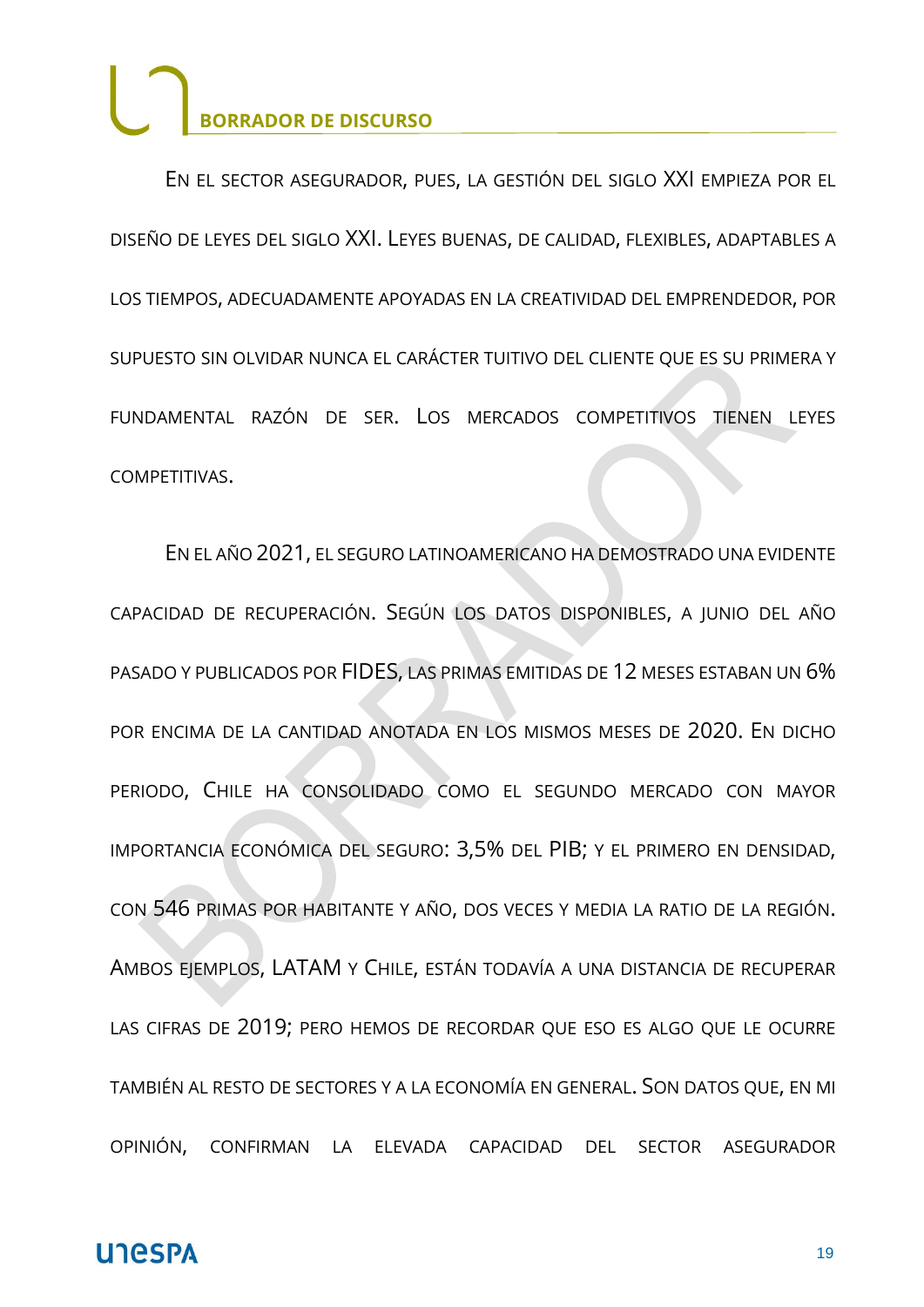En el sector asegurador, pues, la gestión del siglo XXI empieza por el diseño de leyes del siglo XXI. Leyes buenas, de calidad, flexibles, adaptables a los tiempos, adecuadamente apoyadas en la creatividad del emprendedor, por supuesto sin olvidar nunca el carácter tuitivo del cliente que es su primera y fundamental razón de ser. Los mercados competitivos tienen leyes competitivas.

En el año 2021, el seguro latinoamericano ha demostrado una evidente capacidad de recuperación. Según los datos disponibles, a junio del año pasado y publicados por FIDES, las primas emitidas de 12 meses estaban un 6% por encima de la cantidad anotada en los mismos meses de 2020. En dicho periodo, Chile ha consolidado como el segundo mercado con mayor importancia económica del seguro: 3,5% del PIB; y el primero en densidad, con 546 primas por habitante y año, dos veces y media la ratio de la región. Ambos ejemplos, LATAM y Chile, están todavía a una distancia de recuperar las cifras de 2019; pero hemos de recordar que eso es algo que le ocurre también al resto de sectores y a la economía en general. Son datos que, en mi opinión, confirman la elevada capacidad del sector asegurador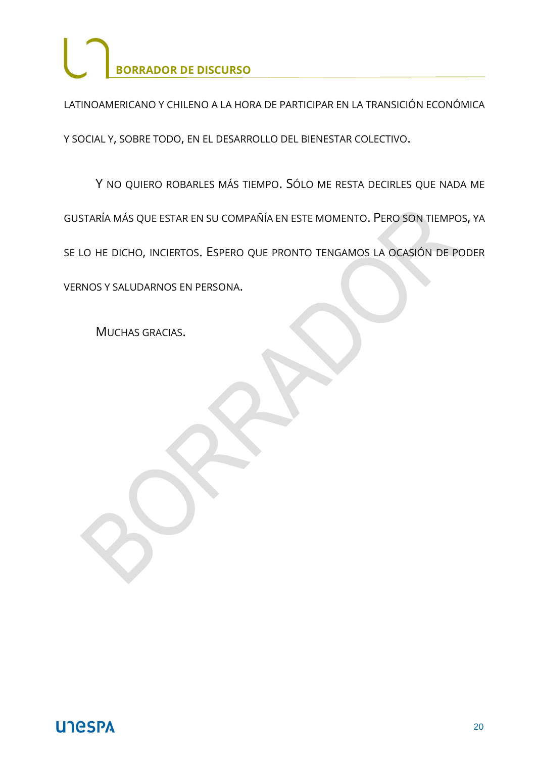LATINOAMERICANO Y CHILENO A LA HORA DE PARTICIPAR EN LA TRANSICIÓN ECONÓMICA Y SOCIAL Y, SOBRE TODO, EN EL DESARROLLO DEL BIENESTAR COLECTIVO.

Y NO QUIERO ROBARLES MÁS TIEMPO. SÓLO ME RESTA DECIRLES QUE NADA ME GUSTARÍA MÁS QUE ESTAR EN SU COMPAÑÍA EN ESTE MOMENTO. PERO SON TIEMPOS, YA SE LO HE DICHO, INCIERTOS. ESPERO QUE PRONTO TENGAMOS LA OCASIÓN DE PODER VERNOS Y SALUDARNOS EN PERSONA.

MUCHAS GRACIAS.